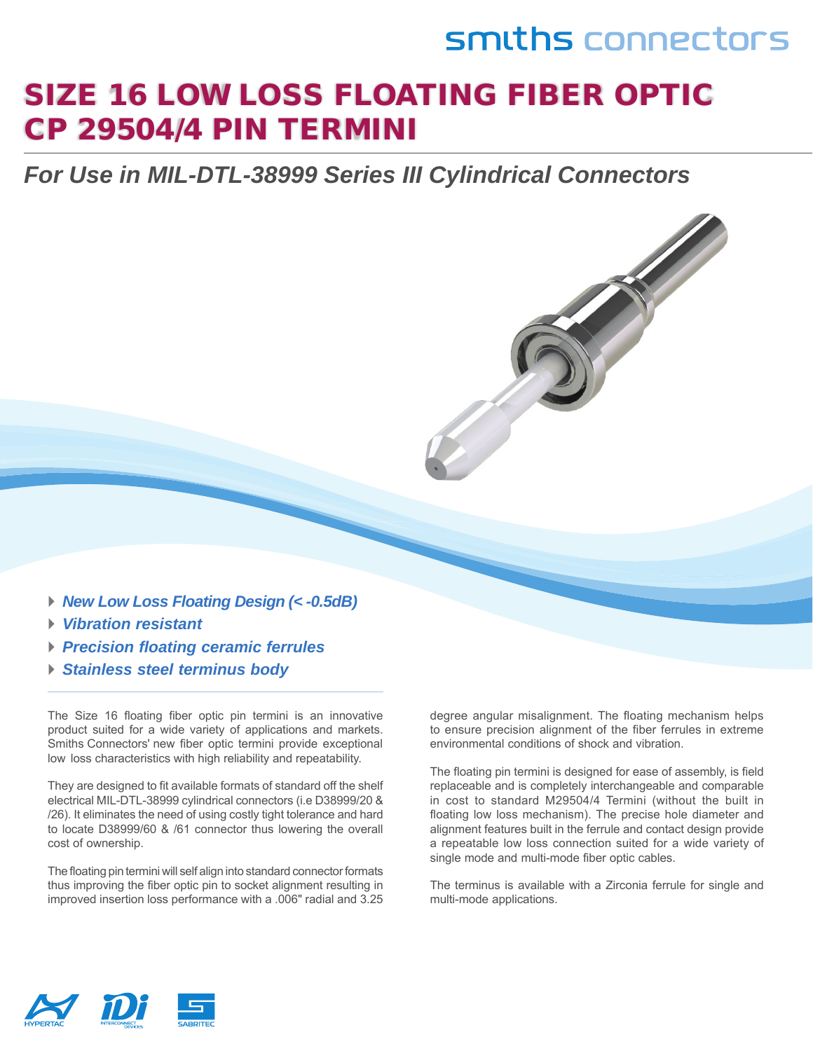smiths connectors

# SIZE 16 LOW LOSS FLOATING FIBER OPTIC CP 29504/4 PIN TERMINI

## *For Use in MIL-DTL-38999 Series III Cylindrical Connectors*

- ***New Low Loss Floating Design (< -0.5dB)***
- ***Vibration resistant***
- ***Precision floating ceramic ferrules***
- ***Stainless steel terminus body***

The Size 16 floating fiber optic pin termini is an innovative product suited for a wide variety of applications and markets. Smiths Connectors' new fiber optic termini provide exceptional low loss characteristics with high reliability and repeatability.

They are designed to fit available formats of standard off the shelf electrical MIL-DTL-38999 cylindrical connectors (i.e D38999/20 & /26). It eliminates the need of using costly tight tolerance and hard to locate D38999/60 & /61 connector thus lowering the overall cost of ownership.

The floating pin termini will self align into standard connector formats thus improving the fiber optic pin to socket alignment resulting in improved insertion loss performance with a .006" radial and 3.25 degree angular misalignment. The floating mechanism helps to ensure precision alignment of the fiber ferrules in extreme environmental conditions of shock and vibration.

The floating pin termini is designed for ease of assembly, is field replaceable and is completely interchangeable and comparable in cost to standard M29504/4 Termini (without the built in floating low loss mechanism). The precise hole diameter and alignment features built in the ferrule and contact design provide a repeatable low loss connection suited for a wide variety of single mode and multi-mode fiber optic cables.

The terminus is available with a Zirconia ferrule for single and multi-mode applications.

HYPERTAC  IDI INTERCONNECT DEVICES  SABRITEC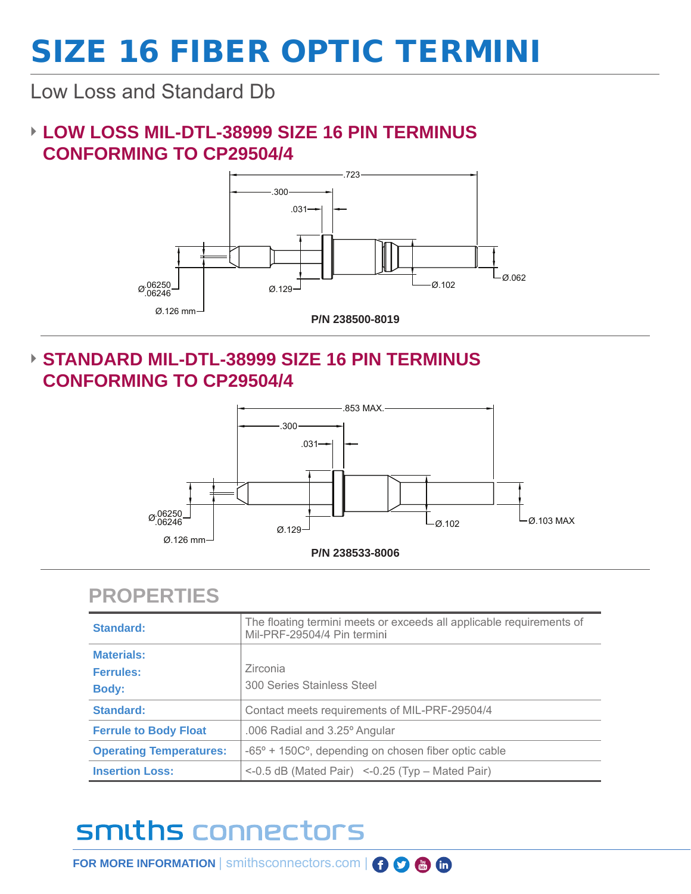# SIZE 16 FIBER OPTIC TERMINI

Low Loss and Standard Db

## LOW LOSS MIL-DTL-38999 SIZE 16 PIN TERMINUS CONFORMING TO CP29504/4

.723

.300

.031

Ø.06250 .06246

Ø.126 mm

Ø.129

Ø.102

Ø.062

**P/N 238500-8019**

## STANDARD MIL-DTL-38999 SIZE 16 PIN TERMINUS CONFORMING TO CP29504/4

.853 MAX.

.300

.031

Ø.06250 .06246

Ø.126 mm

Ø.129

Ø.102

Ø.103 MAX

**P/N 238533-8006**

## PROPERTIES

| | |
|---|---|
| **Standard:** | The floating termini meets or exceeds all applicable requirements of Mil-PRF-29504/4 Pin termini |
| **Materials:** <br> **Ferrules:** <br> **Body:** | <br> Zirconia <br> 300 Series Stainless Steel |
| **Standard:** | Contact meets requirements of MIL-PRF-29504/4 |
| **Ferrule to Body Float** | .006 Radial and 3.25º Angular |
| **Operating Temperatures:** | -65º + 150Cº, depending on chosen fiber optic cable |
| **Insertion Loss:** | <-0.5 dB (Mated Pair) <-0.25 (Typ – Mated Pair) |

smiths connectors

**FOR MORE INFORMATION** | smithsconnectors.com |